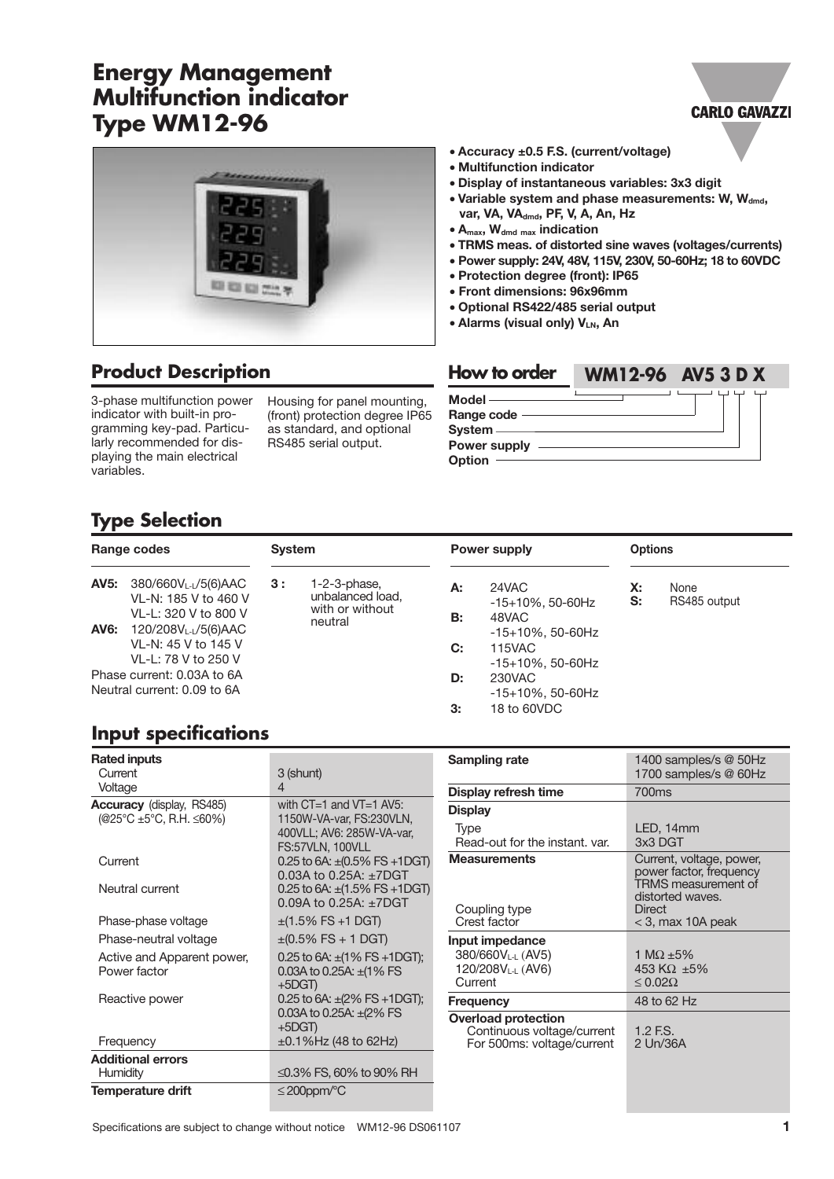# Energy Management Multifunction indicator Type WM12-96

CARLO GAVAZZI

- **Accuracy ±0.5 F.S. (current/voltage)**
- **Multifunction indicator**
- **Display of instantaneous variables: 3x3 digit**
- **Variable system and phase measurements: W, $W_{dmd}$, var, VA, $VA_{dmd}$, PF, V, A, An, Hz**
- **$A_{max}$, $W_{dmd\ max}$ indication**
- **TRMS meas. of distorted sine waves (voltages/currents)**
- **Power supply: 24V, 48V, 115V, 230V, 50-60Hz; 18 to 60VDC**
- **Protection degree (front): IP65**
- **Front dimensions: 96x96mm**
- **Optional RS422/485 serial output**
- **Alarms (visual only) $V_{LN}$, An**

## Product Description

3-phase multifunction power indicator with built-in programming key-pad. Particularly recommended for displaying the main electrical variables.

Housing for panel mounting, (front) protection degree IP65 as standard, and optional RS485 serial output.

## How to order

**WM12-96 AV5 3 D X**

- Model
- Range code
- System
- Power supply
- Option

## Type Selection

| Range codes | System | Power supply | Options |
|---|---|---|---|
| **AV5:** 380/660$V_{L-L}$/5(6)AAC<br>VL-N: 185 V to 460 V<br>VL-L: 320 V to 800 V<br>**AV6:** 120/208$V_{L-L}$/5(6)AAC<br>VL-N: 45 V to 145 V<br>VL-L: 78 V to 250 V<br>Phase current: 0.03A to 6A<br>Neutral current: 0.09 to 6A | **3 :** 1-2-3-phase, unbalanced load, with or without neutral | **A:** 24VAC -15+10%, 50-60Hz<br>**B:** 48VAC -15+10%, 50-60Hz<br>**C:** 115VAC -15+10%, 50-60Hz<br>**D:** 230VAC -15+10%, 50-60Hz<br>**3:** 18 to 60VDC | **X:** None<br>**S:** RS485 output |

## Input specifications

| | |
|---|---|
| **Rated inputs** | |
| Current | 3 (shunt) |
| Voltage | 4 |
| **Accuracy** (display, RS485) (@25°C ±5°C, R.H. ≤60%) | with CT=1 and VT=1 AV5: 1150W-VA-var, FS:230VLN, 400VLL; AV6: 285W-VA-var, FS:57VLN, 100VLL |
| Current | 0.25 to 6A: ±(0.5% FS +1DGT) 0.03A to 0.25A: ±7DGT |
| Neutral current | 0.25 to 6A: ±(1.5% FS +1DGT) 0.09A to 0.25A: ±7DGT |
| Phase-phase voltage | ±(1.5% FS +1 DGT) |
| Phase-neutral voltage | ±(0.5% FS + 1 DGT) |
| Active and Apparent power, Power factor | 0.25 to 6A: ±(1% FS +1DGT); 0.03A to 0.25A: ±(1% FS +5DGT) |
| Reactive power | 0.25 to 6A: ±(2% FS +1DGT); 0.03A to 0.25A: ±(2% FS +5DGT) |
| Frequency | ±0.1%Hz (48 to 62Hz) |
| **Additional errors** | |
| Humidity | ≤0.3% FS, 60% to 90% RH |
| **Temperature drift** | ≤200ppm/°C |

| | |
|---|---|
| **Sampling rate** | 1400 samples/s @ 50Hz<br>1700 samples/s @ 60Hz |
| **Display refresh time** | 700ms |
| **Display** | |
| Type | LED, 14mm |
| Read-out for the instant. var. | 3x3 DGT |
| **Measurements** | Current, voltage, power, power factor, frequency TRMS measurement of distorted waves. |
| Coupling type | Direct |
| Crest factor | < 3, max 10A peak |
| **Input impedance** | |
| 380/660$V_{L-L}$ (AV5) | 1 MΩ ±5% |
| 120/208$V_{L-L}$ (AV6) | 453 KΩ ±5% |
| Current | ≤ 0.02Ω |
| **Frequency** | 48 to 62 Hz |
| **Overload protection** | |
| Continuous voltage/current | 1.2 F.S. |
| For 500ms: voltage/current | 2 Un/36A |

Specifications are subject to change without notice WM12-96 DS061107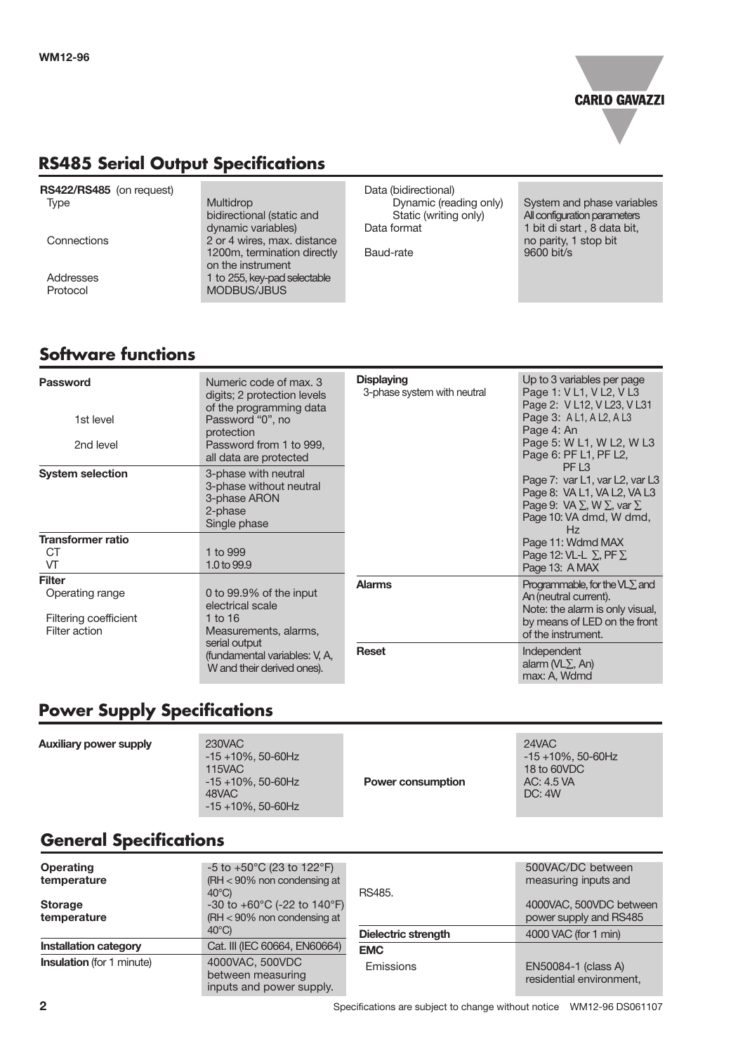## RS485 Serial Output Specifications

| | | | |
|---|---|---|---|
| **RS422/RS485** (on request) | | Data (bidirectional) | |
| Type | Multidrop bidirectional (static and dynamic variables) | Dynamic (reading only) | System and phase variables |
| Connections | 2 or 4 wires, max. distance 1200m, termination directly on the instrument | Static (writing only) | All configuration parameters |
| Addresses | 1 to 255, key-pad selectable | Data format | 1 bit di start , 8 data bit, no parity, 1 stop bit |
| Protocol | MODBUS/JBUS | Baud-rate | 9600 bit/s |

## Software functions

| | | | |
|---|---|---|---|
| **Password** | Numeric code of max. 3 digits; 2 protection levels of the programming data | **Displaying** 3-phase system with neutral | Up to 3 variables per page<br>Page 1: V L1, V L2, V L3<br>Page 2: V L12, V L23, V L31<br>Page 3: A L1, A L2, A L3<br>Page 4: An<br>Page 5: W L1, W L2, W L3<br>Page 6: PF L1, PF L2, PF L3<br>Page 7: var L1, var L2, var L3<br>Page 8: VA L1, VA L2, VA L3<br>Page 9: VA ∑, W ∑, var ∑<br>Page 10: VA dmd, W dmd, Hz<br>Page 11: Wdmd MAX<br>Page 12: VL-L ∑, PF ∑<br>Page 13: A MAX |
| 1st level | Password "0", no protection | | |
| 2nd level | Password from 1 to 999, all data are protected | | |
| **System selection** | 3-phase with neutral<br>3-phase without neutral<br>3-phase ARON<br>2-phase<br>Single phase | | |
| **Transformer ratio** | | | |
| CT | 1 to 999 | | |
| VT | 1.0 to 99.9 | | |
| **Filter** | | **Alarms** | Programmable, for the VL∑ and An (neutral current).<br>Note: the alarm is only visual, by means of LED on the front of the instrument. |
| Operating range | 0 to 99.9% of the input electrical scale | | |
| Filtering coefficient | 1 to 16 | | |
| Filter action | Measurements, alarms, serial output (fundamental variables: V, A, W and their derived ones). | **Reset** | Independent<br>alarm (VL∑, An)<br>max: A, Wdmd |

## Power Supply Specifications

| | | | |
|---|---|---|---|
| **Auxiliary power supply** | 230VAC<br>-15 +10%, 50-60Hz<br>115VAC<br>-15 +10%, 50-60Hz<br>48VAC<br>-15 +10%, 50-60Hz | | 24VAC<br>-15 +10%, 50-60Hz<br>18 to 60VDC |
| | | **Power consumption** | AC: 4.5 VA<br>DC: 4W |

## General Specifications

| | | | |
|---|---|---|---|
| **Operating temperature** | -5 to +50°C (23 to 122°F) (RH < 90% non condensing at 40°C) | RS485. | 500VAC/DC between measuring inputs and |
| **Storage temperature** | -30 to +60°C (-22 to 140°F) (RH < 90% non condensing at 40°C) | | 4000VAC, 500VDC between power supply and RS485 |
| **Installation category** | Cat. III (IEC 60664, EN60664) | **Dielectric strength** | 4000 VAC (for 1 min) |
| **Insulation** (for 1 minute) | 4000VAC, 500VDC between measuring inputs and power supply. | **EMC** | |
| | | Emissions | EN50084-1 (class A) residential environment, |

Specifications are subject to change without notice WM12-96 DS061107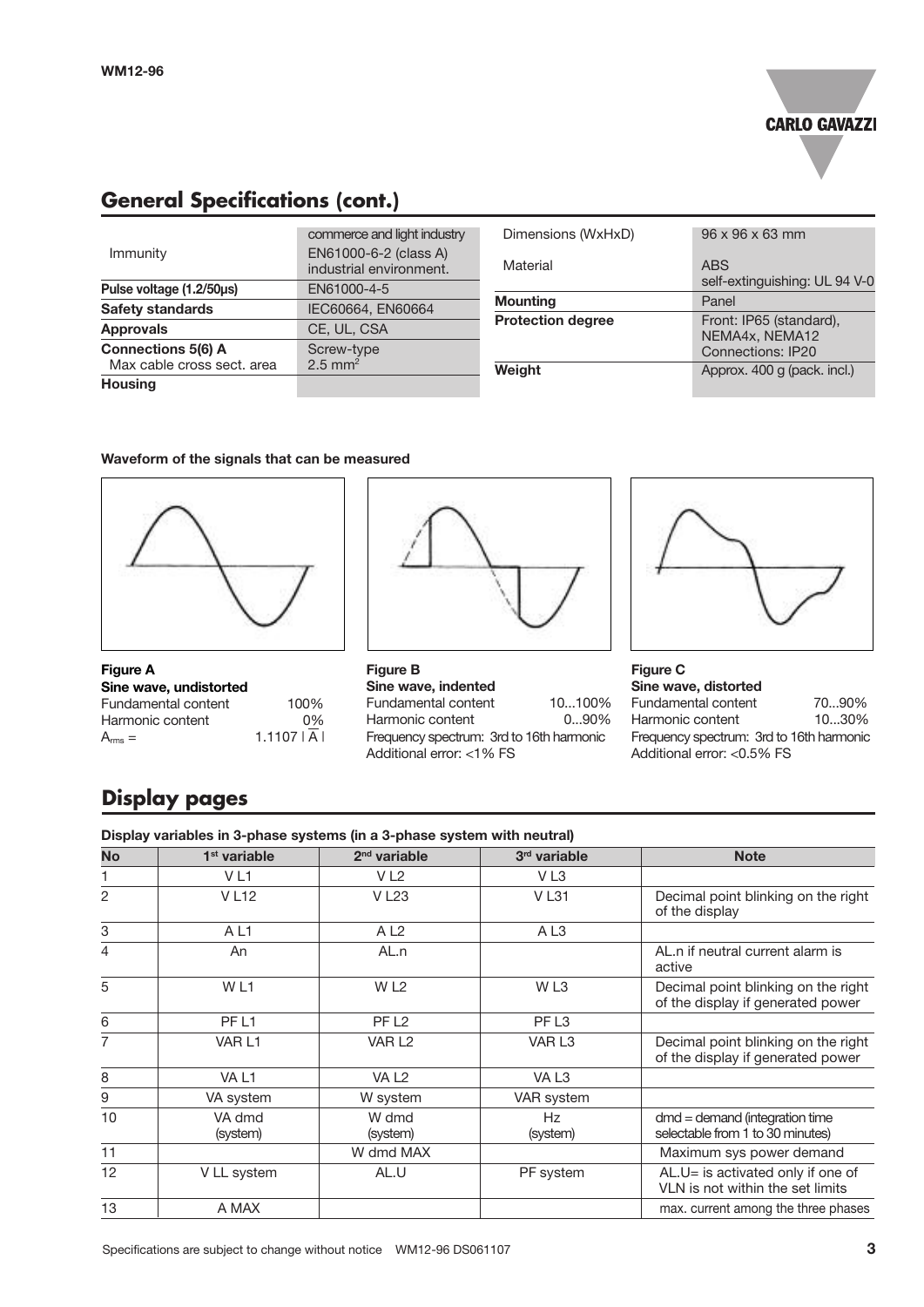## General Specifications (cont.)

| | |
|---|---|
| Immunity | commerce and light industry EN61000-6-2 (class A) industrial environment. |
| **Pulse voltage (1.2/50µs)** | EN61000-4-5 |
| **Safety standards** | IEC60664, EN60664 |
| **Approvals** | CE, UL, CSA |
| **Connections 5(6) A** | Screw-type |
| Max cable cross sect. area | 2.5 mm² |
| **Housing** | |
| Dimensions (WxHxD) | 96 x 96 x 63 mm |
| Material | ABS self-extinguishing: UL 94 V-0 |
| **Mounting** | Panel |
| **Protection degree** | Front: IP65 (standard), NEMA4x, NEMA12 Connections: IP20 |
| **Weight** | Approx. 400 g (pack. incl.) |

**Waveform of the signals that can be measured**

**Figure A**
**Sine wave, undistorted**
Fundamental content 100%
Harmonic content 0%
$A_{rms} = 1.1107 \,|\,\overline{A}\,|$

**Figure B**
**Sine wave, indented**
Fundamental content 10...100%
Harmonic content 0...90%
Frequency spectrum: 3rd to 16th harmonic
Additional error: <1% FS

**Figure C**
**Sine wave, distorted**
Fundamental content 70...90%
Harmonic content 10...30%
Frequency spectrum: 3rd to 16th harmonic
Additional error: <0.5% FS

## Display pages

**Display variables in 3-phase systems (in a 3-phase system with neutral)**

| No | 1st variable | 2nd variable | 3rd variable | Note |
|---|---|---|---|---|
| 1 | V L1 | V L2 | V L3 | |
| 2 | V L12 | V L23 | V L31 | Decimal point blinking on the right of the display |
| 3 | A L1 | A L2 | A L3 | |
| 4 | An | AL.n | | AL.n if neutral current alarm is active |
| 5 | W L1 | W L2 | W L3 | Decimal point blinking on the right of the display if generated power |
| 6 | PF L1 | PF L2 | PF L3 | |
| 7 | VAR L1 | VAR L2 | VAR L3 | Decimal point blinking on the right of the display if generated power |
| 8 | VA L1 | VA L2 | VA L3 | |
| 9 | VA system | W system | VAR system | |
| 10 | VA dmd (system) | W dmd (system) | Hz (system) | dmd = demand (integration time selectable from 1 to 30 minutes) |
| 11 | | W dmd MAX | | Maximum sys power demand |
| 12 | V LL system | AL.U | PF system | AL.U= is activated only if one of VLN is not within the set limits |
| 13 | A MAX | | | max. current among the three phases |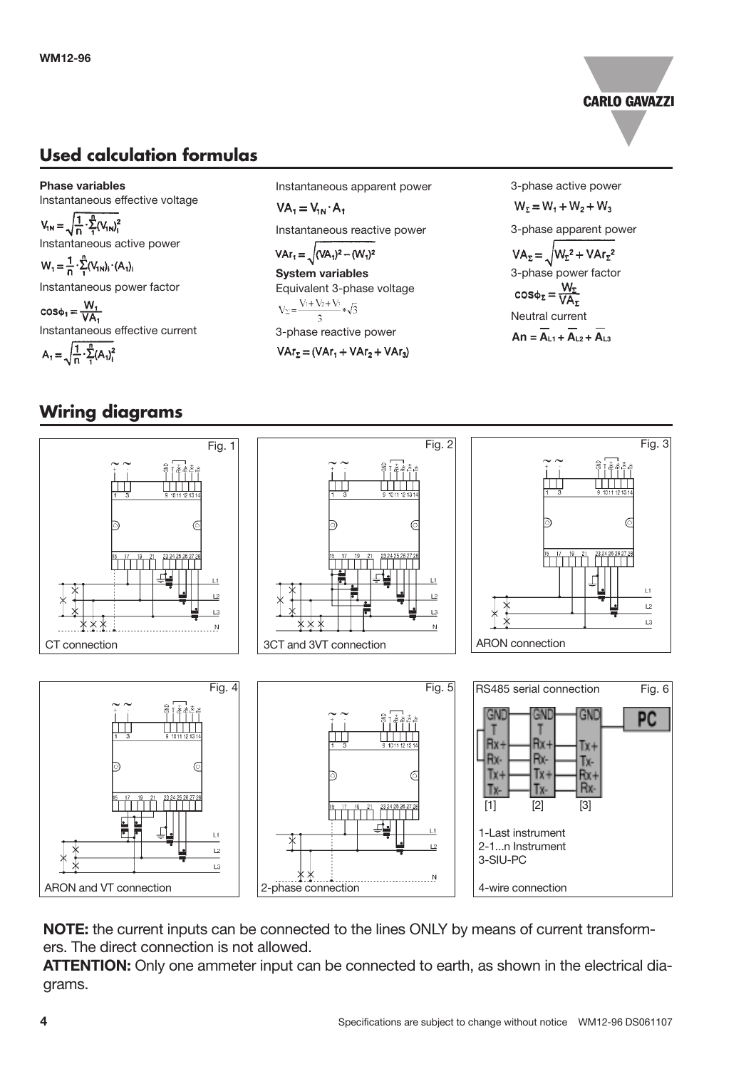## Used calculation formulas

**Phase variables**

Instantaneous effective voltage

$$V_{1N} = \sqrt{\frac{1}{n} \cdot \sum_{1}^{n} (V_{1N})_i^2}$$

Instantaneous active power

$$W_1 = \frac{1}{n} \cdot \sum_{1}^{n} (V_{1N})_i \cdot (A_1)_i$$

Instantaneous power factor

$$\cos\phi_1 = \frac{W_1}{VA_1}$$

Instantaneous effective current

$$A_1 = \sqrt{\frac{1}{n} \cdot \sum_{1}^{n} (A_1)_i^2}$$

Instantaneous apparent power

$$VA_1 = V_{1N} \cdot A_1$$

Instantaneous reactive power

$$VAr_1 = \sqrt{(VA_1)^2 - (W_1)^2}$$

**System variables**

Equivalent 3-phase voltage

$$V_{\Sigma} = \frac{V_1 + V_2 + V_3}{3} * \sqrt{3}$$

3-phase reactive power

$$VAr_{\Sigma} = (VAr_1 + VAr_2 + VAr_3)$$

3-phase active power

$$W_{\Sigma} = W_1 + W_2 + W_3$$

3-phase apparent power

$$VA_{\Sigma} = \sqrt{W_{\Sigma}^2 + VAr_{\Sigma}^2}$$

3-phase power factor

$$\cos\phi_{\Sigma} = \frac{W_{\Sigma}}{VA_{\Sigma}}$$

Neutral current

$$An = \overline{A}_{L1} + \overline{A}_{L2} + \overline{A}_{L3}$$

## Wiring diagrams

Fig. 1 – CT connection

Fig. 2 – 3CT and 3VT connection

Fig. 3 – ARON connection

Fig. 4 – ARON and VT connection

Fig. 5 – 2-phase connection

Fig. 6 – RS485 serial connection

1-Last instrument
2-1...n Instrument
3-SIU-PC

4-wire connection

**NOTE:** the current inputs can be connected to the lines ONLY by means of current transformers. The direct connection is not allowed.

**ATTENTION:** Only one ammeter input can be connected to earth, as shown in the electrical diagrams.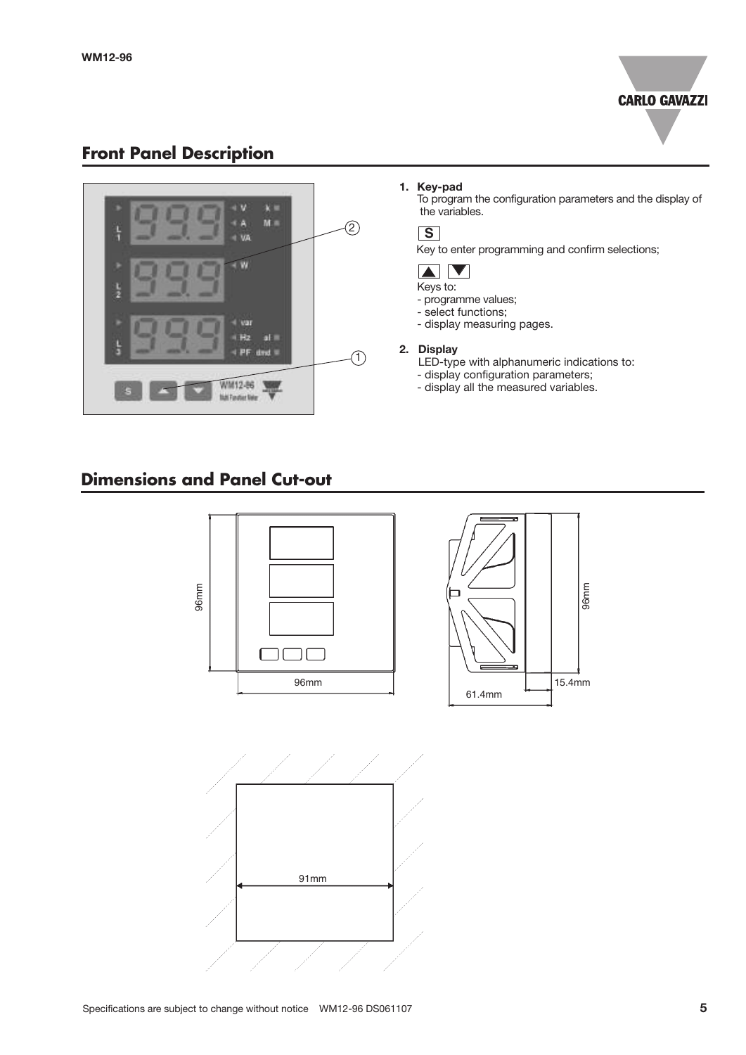## Front Panel Description

1. **Key-pad**
   To program the configuration parameters and the display of the variables.

   **S**

   Key to enter programming and confirm selections;

   ▲ ▼

   Keys to:
   - programme values;
   - select functions;
   - display measuring pages.

2. **Display**
   LED-type with alphanumeric indications to:
   - display configuration parameters;
   - display all the measured variables.

## Dimensions and Panel Cut-out

96mm

96mm

96mm

61.4mm

15.4mm

91mm